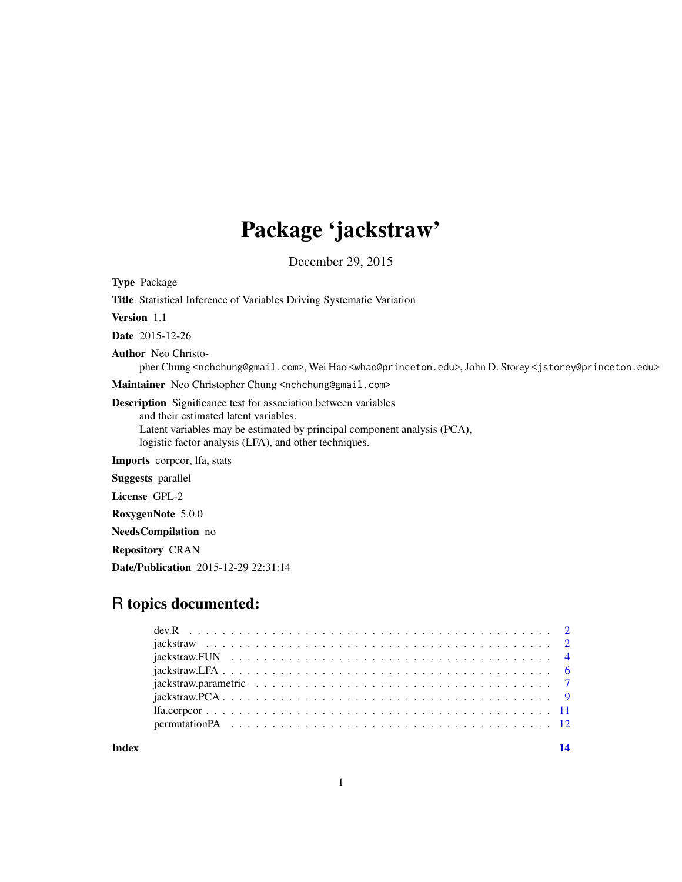# Package 'jackstraw'

December 29, 2015

**Type** Package

**Title** Statistical Inference of Variables Driving Systematic Variation

**Version** 1.1

**Date** 2015-12-26

**Author** Neo Christopher Chung <nchchung@gmail.com>, Wei Hao <whao@princeton.edu>, John D. Storey <jstorey@princeton.edu>

**Maintainer** Neo Christopher Chung <nchchung@gmail.com>

**Description** Significance test for association between variables and their estimated latent variables. Latent variables may be estimated by principal component analysis (PCA), logistic factor analysis (LFA), and other techniques.

**Imports** corpcor, lfa, stats

**Suggests** parallel

**License** GPL-2

**RoxygenNote** 5.0.0

**NeedsCompilation** no

**Repository** CRAN

**Date/Publication** 2015-12-29 22:31:14

## R topics documented:

- dev.R . . . . . . . . . . . . . . . . . . . . . . . . . . . . . . . . . . . . . . . . . . . 2
- jackstraw . . . . . . . . . . . . . . . . . . . . . . . . . . . . . . . . . . . . . . . . . 2
- jackstraw.FUN . . . . . . . . . . . . . . . . . . . . . . . . . . . . . . . . . . . . . . 4
- jackstraw.LFA . . . . . . . . . . . . . . . . . . . . . . . . . . . . . . . . . . . . . . 6
- jackstraw.parametric . . . . . . . . . . . . . . . . . . . . . . . . . . . . . . . . . . 7
- jackstraw.PCA . . . . . . . . . . . . . . . . . . . . . . . . . . . . . . . . . . . . . . 9
- lfa.corpcor . . . . . . . . . . . . . . . . . . . . . . . . . . . . . . . . . . . . . . . 11
- permutationPA . . . . . . . . . . . . . . . . . . . . . . . . . . . . . . . . . . . . . 12

**Index** 14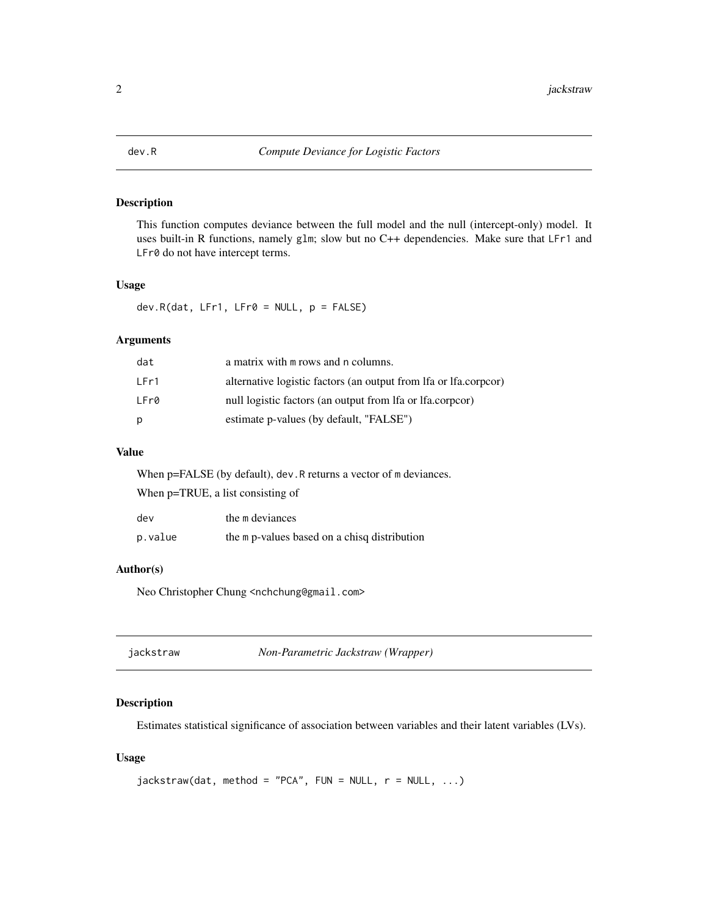## dev.R — *Compute Deviance for Logistic Factors*

### Description

This function computes deviance between the full model and the null (intercept-only) model. It uses built-in R functions, namely `glm`; slow but no C++ dependencies. Make sure that `LFr1` and `LFr0` do not have intercept terms.

### Usage

```
dev.R(dat, LFr1, LFr0 = NULL, p = FALSE)
```

### Arguments

| | |
|---|---|
| `dat` | a matrix with `m` rows and `n` columns. |
| `LFr1` | alternative logistic factors (an output from lfa or lfa.corpcor) |
| `LFr0` | null logistic factors (an output from lfa or lfa.corpcor) |
| `p` | estimate p-values (by default, "FALSE") |

### Value

When p=FALSE (by default), `dev.R` returns a vector of `m` deviances.

When p=TRUE, a list consisting of

| | |
|---|---|
| `dev` | the `m` deviances |
| `p.value` | the `m` p-values based on a chisq distribution |

### Author(s)

Neo Christopher Chung <`nchchung@gmail.com`>

## jackstraw — *Non-Parametric Jackstraw (Wrapper)*

### Description

Estimates statistical significance of association between variables and their latent variables (LVs).

### Usage

```
jackstraw(dat, method = "PCA", FUN = NULL, r = NULL, ...)
```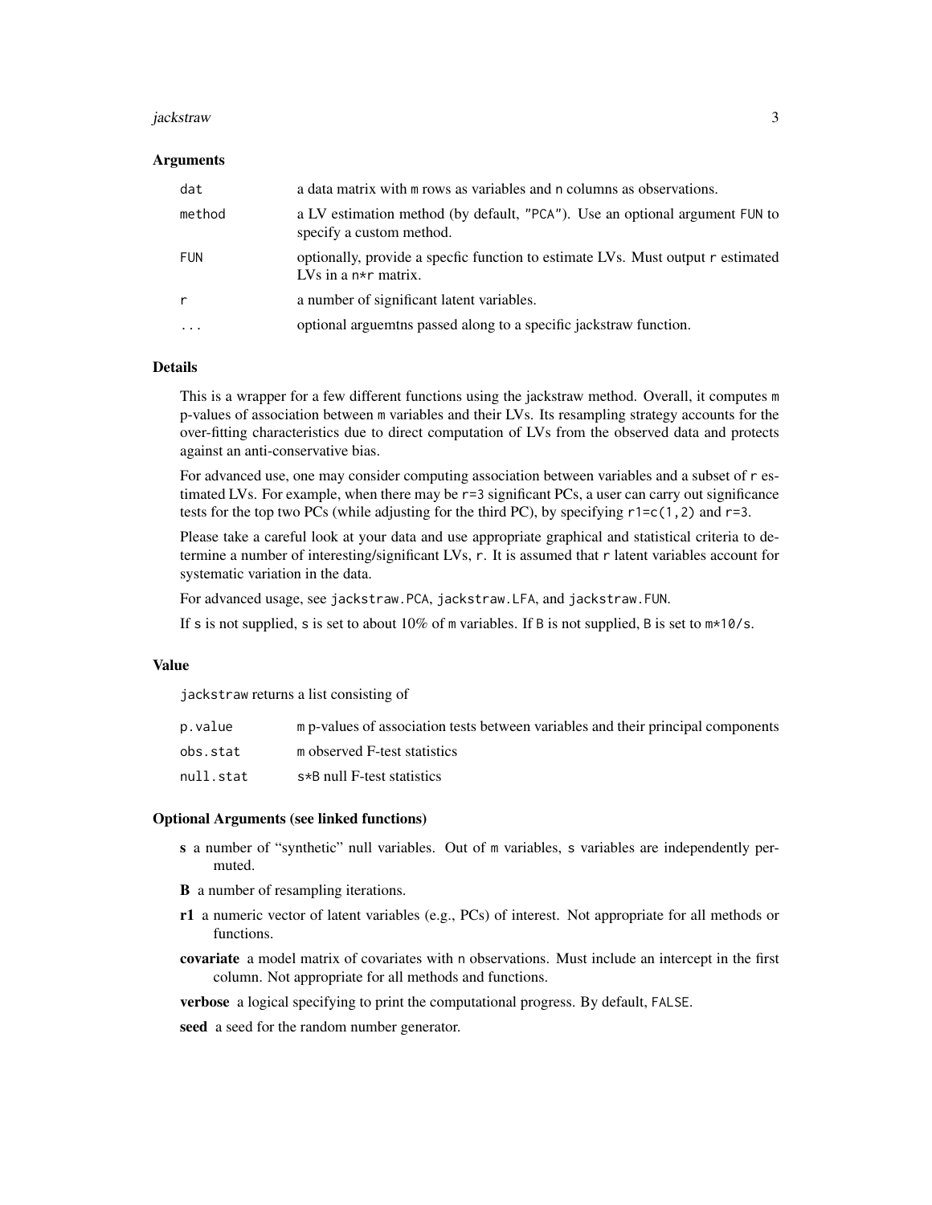### Arguments

| | |
|---|---|
| `dat` | a data matrix with `m` rows as variables and `n` columns as observations. |
| `method` | a LV estimation method (by default, `"PCA"`). Use an optional argument `FUN` to specify a custom method. |
| `FUN` | optionally, provide a specfic function to estimate LVs. Must output `r` estimated LVs in a `n*r` matrix. |
| `r` | a number of significant latent variables. |
| `...` | optional arguemtns passed along to a specific jackstraw function. |

### Details

This is a wrapper for a few different functions using the jackstraw method. Overall, it computes `m` p-values of association between `m` variables and their LVs. Its resampling strategy accounts for the over-fitting characteristics due to direct computation of LVs from the observed data and protects against an anti-conservative bias.

For advanced use, one may consider computing association between variables and a subset of `r` estimated LVs. For example, when there may be `r=3` significant PCs, a user can carry out significance tests for the top two PCs (while adjusting for the third PC), by specifying `r1=c(1,2)` and `r=3`.

Please take a careful look at your data and use appropriate graphical and statistical criteria to determine a number of interesting/significant LVs, `r`. It is assumed that `r` latent variables account for systematic variation in the data.

For advanced usage, see `jackstraw.PCA`, `jackstraw.LFA`, and `jackstraw.FUN`.

If `s` is not supplied, `s` is set to about 10% of `m` variables. If `B` is not supplied, `B` is set to `m*10/s`.

### Value

`jackstraw` returns a list consisting of

| | |
|---|---|
| `p.value` | `m` p-values of association tests between variables and their principal components |
| `obs.stat` | `m` observed F-test statistics |
| `null.stat` | `s*B` null F-test statistics |

### Optional Arguments (see linked functions)

- **s** a number of “synthetic” null variables. Out of `m` variables, `s` variables are independently permuted.
- **B** a number of resampling iterations.
- **r1** a numeric vector of latent variables (e.g., PCs) of interest. Not appropriate for all methods or functions.
- **covariate** a model matrix of covariates with `n` observations. Must include an intercept in the first column. Not appropriate for all methods and functions.
- **verbose** a logical specifying to print the computational progress. By default, `FALSE`.
- **seed** a seed for the random number generator.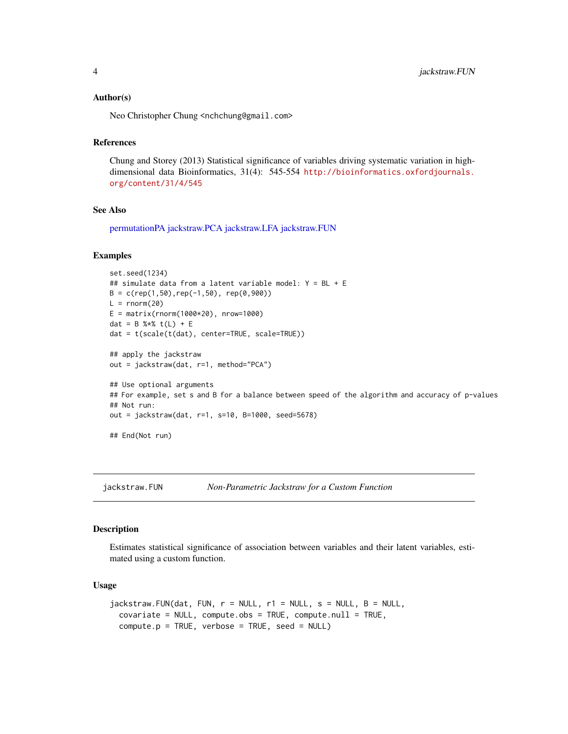### Author(s)

Neo Christopher Chung <nchchung@gmail.com>

### References

Chung and Storey (2013) Statistical significance of variables driving systematic variation in high-dimensional data Bioinformatics, 31(4): 545-554 http://bioinformatics.oxfordjournals.org/content/31/4/545

### See Also

permutationPA jackstraw.PCA jackstraw.LFA jackstraw.FUN

### Examples

```
set.seed(1234)
## simulate data from a latent variable model: Y = BL + E
B = c(rep(1,50),rep(-1,50), rep(0,900))
L = rnorm(20)
E = matrix(rnorm(1000*20), nrow=1000)
dat = B %*% t(L) + E
dat = t(scale(t(dat), center=TRUE, scale=TRUE))

## apply the jackstraw
out = jackstraw(dat, r=1, method="PCA")

## Use optional arguments
## For example, set s and B for a balance between speed of the algorithm and accuracy of p-values
## Not run:
out = jackstraw(dat, r=1, s=10, B=1000, seed=5678)

## End(Not run)
```

---

## jackstraw.FUN    *Non-Parametric Jackstraw for a Custom Function*

### Description

Estimates statistical significance of association between variables and their latent variables, estimated using a custom function.

### Usage

```
jackstraw.FUN(dat, FUN, r = NULL, r1 = NULL, s = NULL, B = NULL,
  covariate = NULL, compute.obs = TRUE, compute.null = TRUE,
  compute.p = TRUE, verbose = TRUE, seed = NULL)
```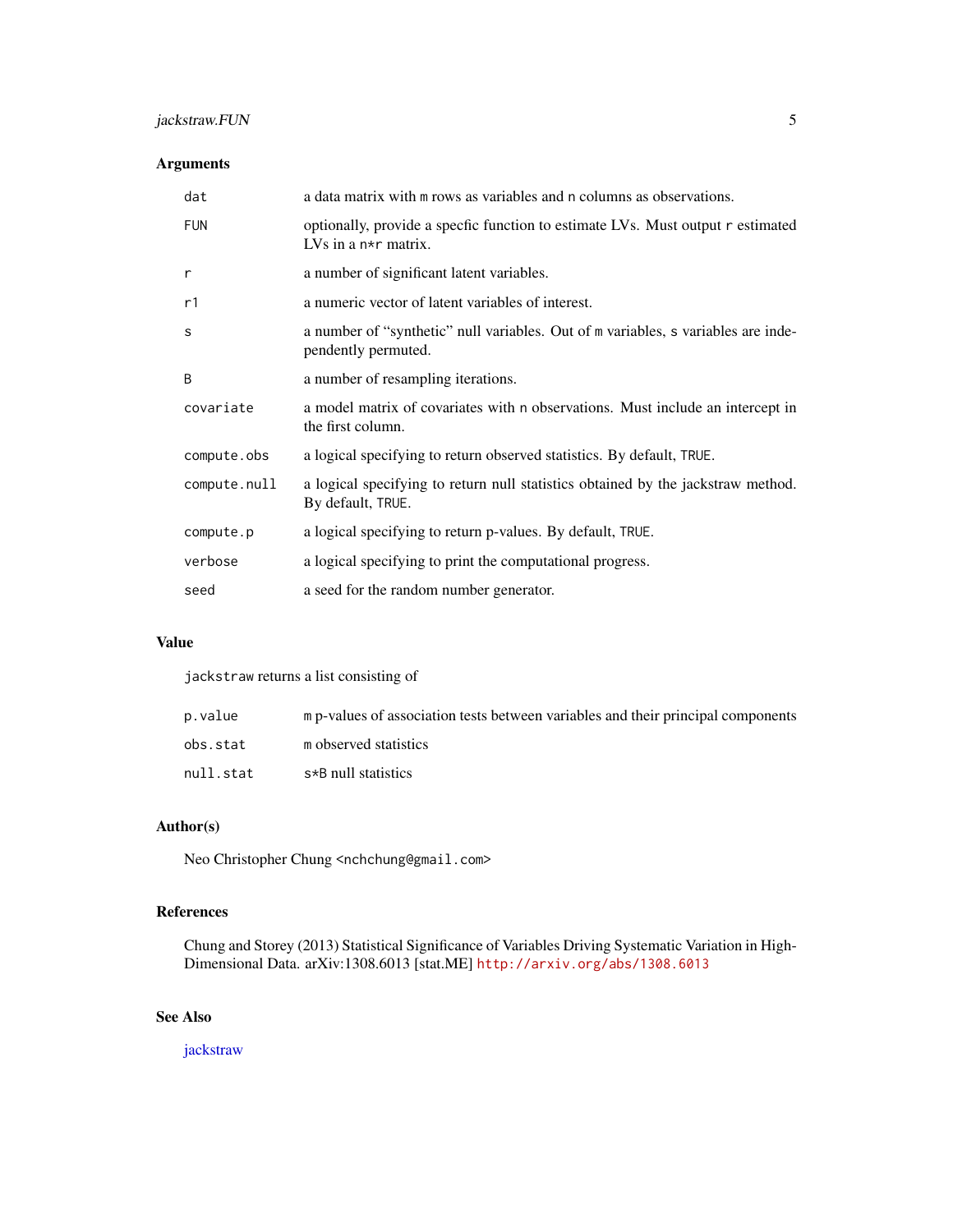## Arguments

| | |
|---|---|
| `dat` | a data matrix with `m` rows as variables and `n` columns as observations. |
| `FUN` | optionally, provide a specfic function to estimate LVs. Must output `r` estimated LVs in a `n*r` matrix. |
| `r` | a number of significant latent variables. |
| `r1` | a numeric vector of latent variables of interest. |
| `s` | a number of "synthetic" null variables. Out of `m` variables, `s` variables are independently permuted. |
| `B` | a number of resampling iterations. |
| `covariate` | a model matrix of covariates with `n` observations. Must include an intercept in the first column. |
| `compute.obs` | a logical specifying to return observed statistics. By default, `TRUE`. |
| `compute.null` | a logical specifying to return null statistics obtained by the jackstraw method. By default, `TRUE`. |
| `compute.p` | a logical specifying to return p-values. By default, `TRUE`. |
| `verbose` | a logical specifying to print the computational progress. |
| `seed` | a seed for the random number generator. |

## Value

`jackstraw` returns a list consisting of

| | |
|---|---|
| `p.value` | `m` p-values of association tests between variables and their principal components |
| `obs.stat` | `m` observed statistics |
| `null.stat` | `s*B` null statistics |

## Author(s)

Neo Christopher Chung <`nchchung@gmail.com`>

## References

Chung and Storey (2013) Statistical Significance of Variables Driving Systematic Variation in High-Dimensional Data. arXiv:1308.6013 [stat.ME] `http://arxiv.org/abs/1308.6013`

## See Also

jackstraw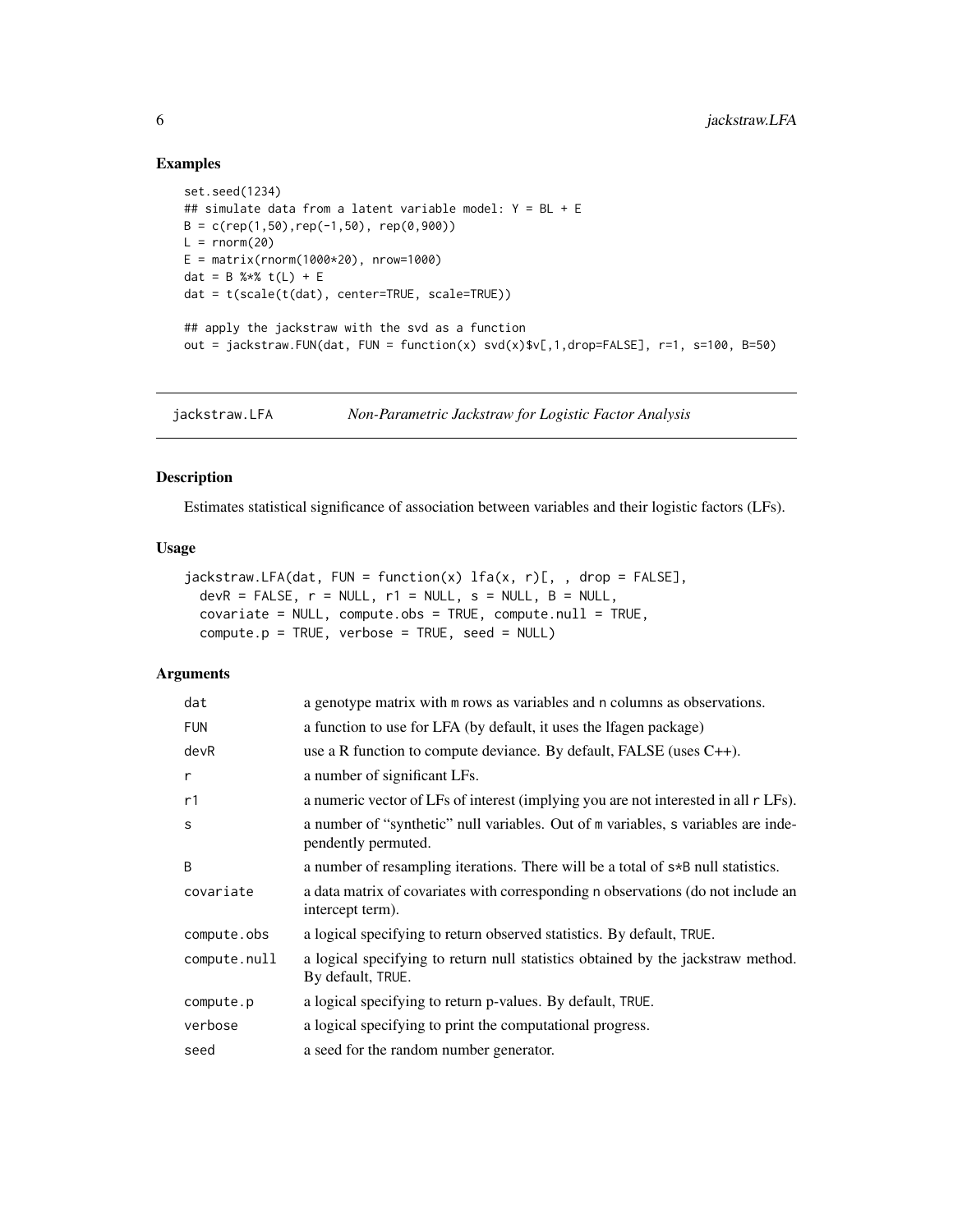## Examples

```
set.seed(1234)
## simulate data from a latent variable model: Y = BL + E
B = c(rep(1,50),rep(-1,50), rep(0,900))
L = rnorm(20)
E = matrix(rnorm(1000*20), nrow=1000)
dat = B %*% t(L) + E
dat = t(scale(t(dat), center=TRUE, scale=TRUE))

## apply the jackstraw with the svd as a function
out = jackstraw.FUN(dat, FUN = function(x) svd(x)$v[,1,drop=FALSE], r=1, s=100, B=50)
```

---

# jackstraw.LFA — *Non-Parametric Jackstraw for Logistic Factor Analysis*

---

## Description

Estimates statistical significance of association between variables and their logistic factors (LFs).

## Usage

```
jackstraw.LFA(dat, FUN = function(x) lfa(x, r)[, , drop = FALSE],
  devR = FALSE, r = NULL, r1 = NULL, s = NULL, B = NULL,
  covariate = NULL, compute.obs = TRUE, compute.null = TRUE,
  compute.p = TRUE, verbose = TRUE, seed = NULL)
```

## Arguments

| Argument | Description |
|---|---|
| `dat` | a genotype matrix with `m` rows as variables and `n` columns as observations. |
| `FUN` | a function to use for LFA (by default, it uses the lfagen package) |
| `devR` | use a R function to compute deviance. By default, FALSE (uses C++). |
| `r` | a number of significant LFs. |
| `r1` | a numeric vector of LFs of interest (implying you are not interested in all `r` LFs). |
| `s` | a number of "synthetic" null variables. Out of `m` variables, `s` variables are independently permuted. |
| `B` | a number of resampling iterations. There will be a total of `s*B` null statistics. |
| `covariate` | a data matrix of covariates with corresponding `n` observations (do not include an intercept term). |
| `compute.obs` | a logical specifying to return observed statistics. By default, `TRUE`. |
| `compute.null` | a logical specifying to return null statistics obtained by the jackstraw method. By default, `TRUE`. |
| `compute.p` | a logical specifying to return p-values. By default, `TRUE`. |
| `verbose` | a logical specifying to print the computational progress. |
| `seed` | a seed for the random number generator. |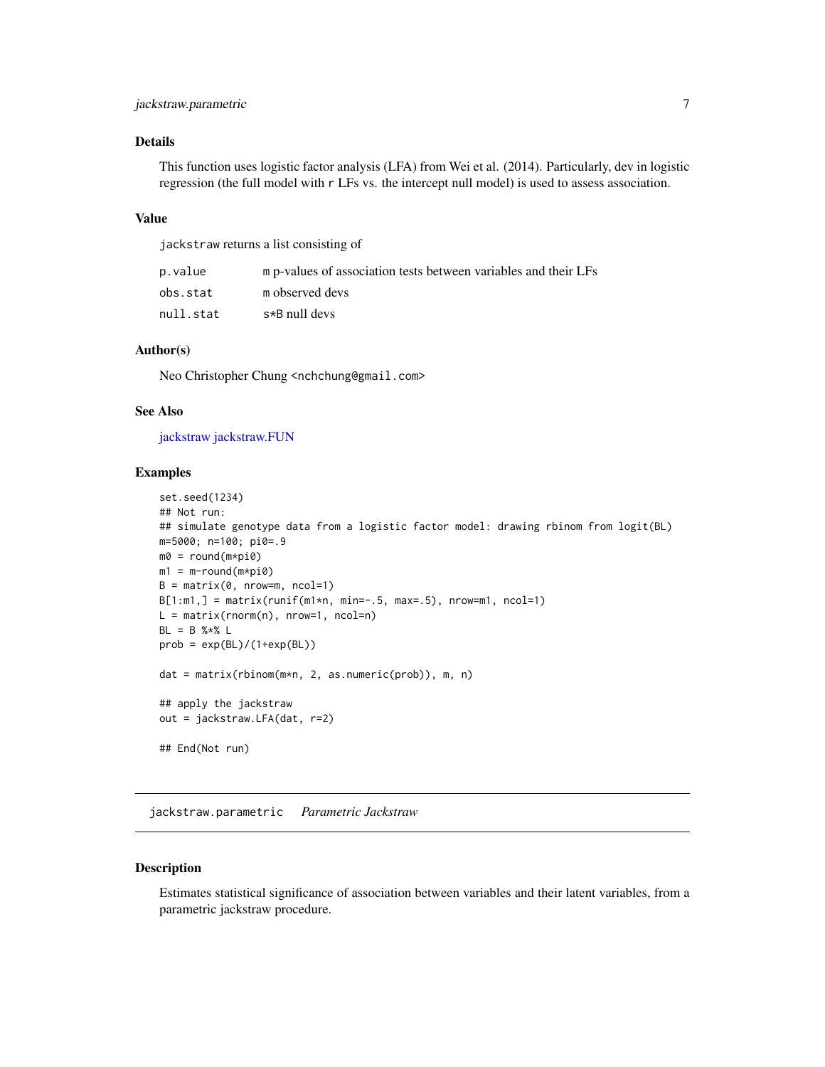### Details

This function uses logistic factor analysis (LFA) from Wei et al. (2014). Particularly, dev in logistic regression (the full model with r LFs vs. the intercept null model) is used to assess association.

### Value

jackstraw returns a list consisting of

| | |
|---|---|
| p.value | m p-values of association tests between variables and their LFs |
| obs.stat | m observed devs |
| null.stat | s*B null devs |

### Author(s)

Neo Christopher Chung <nchchung@gmail.com>

### See Also

jackstraw jackstraw.FUN

### Examples

```
set.seed(1234)
## Not run:
## simulate genotype data from a logistic factor model: drawing rbinom from logit(BL)
m=5000; n=100; pi0=.9
m0 = round(m*pi0)
m1 = m-round(m*pi0)
B = matrix(0, nrow=m, ncol=1)
B[1:m1,] = matrix(runif(m1*n, min=-.5, max=.5), nrow=m1, ncol=1)
L = matrix(rnorm(n), nrow=1, ncol=n)
BL = B %*% L
prob = exp(BL)/(1+exp(BL))

dat = matrix(rbinom(m*n, 2, as.numeric(prob)), m, n)

## apply the jackstraw
out = jackstraw.LFA(dat, r=2)

## End(Not run)
```

---

## jackstraw.parametric    *Parametric Jackstraw*

### Description

Estimates statistical significance of association between variables and their latent variables, from a parametric jackstraw procedure.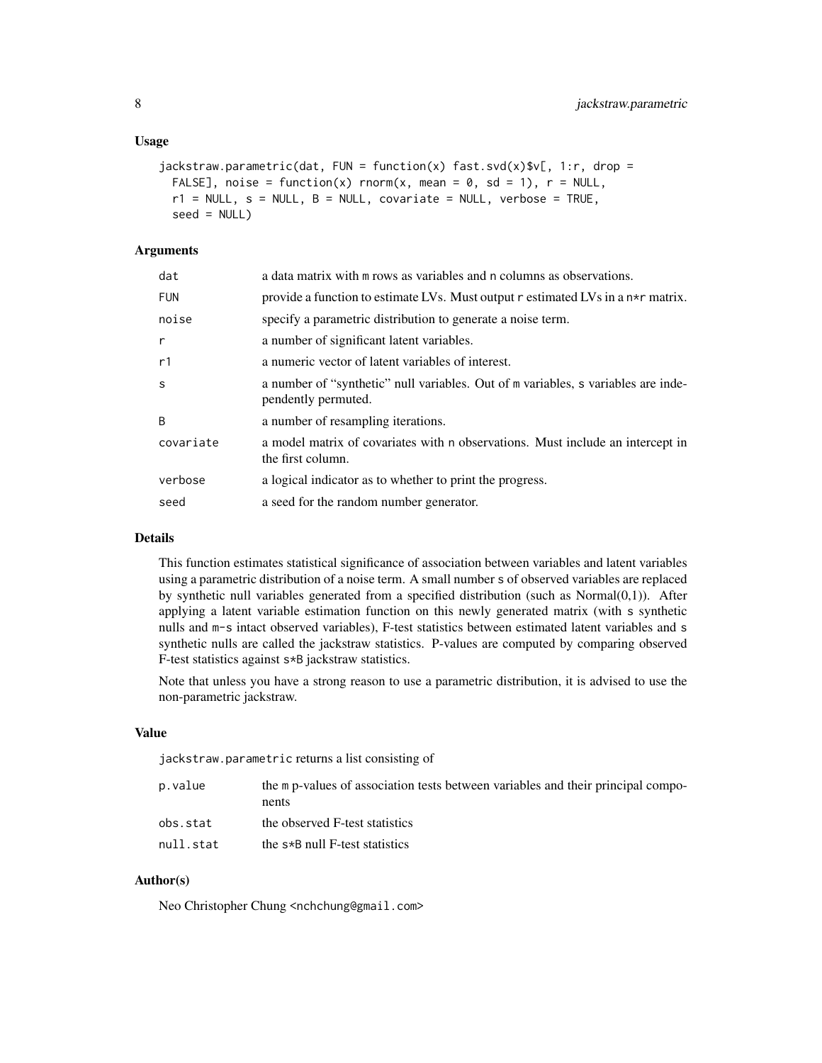### Usage

```
jackstraw.parametric(dat, FUN = function(x) fast.svd(x)$v[, 1:r, drop =
  FALSE], noise = function(x) rnorm(x, mean = 0, sd = 1), r = NULL,
  r1 = NULL, s = NULL, B = NULL, covariate = NULL, verbose = TRUE,
  seed = NULL)
```

### Arguments

| | |
|---|---|
| dat | a data matrix with m rows as variables and n columns as observations. |
| FUN | provide a function to estimate LVs. Must output r estimated LVs in a n*r matrix. |
| noise | specify a parametric distribution to generate a noise term. |
| r | a number of significant latent variables. |
| r1 | a numeric vector of latent variables of interest. |
| s | a number of "synthetic" null variables. Out of m variables, s variables are independently permuted. |
| B | a number of resampling iterations. |
| covariate | a model matrix of covariates with n observations. Must include an intercept in the first column. |
| verbose | a logical indicator as to whether to print the progress. |
| seed | a seed for the random number generator. |

### Details

This function estimates statistical significance of association between variables and latent variables using a parametric distribution of a noise term. A small number s of observed variables are replaced by synthetic null variables generated from a specified distribution (such as Normal(0,1)). After applying a latent variable estimation function on this newly generated matrix (with s synthetic nulls and m-s intact observed variables), F-test statistics between estimated latent variables and s synthetic nulls are called the jackstraw statistics. P-values are computed by comparing observed F-test statistics against s*B jackstraw statistics.

Note that unless you have a strong reason to use a parametric distribution, it is advised to use the non-parametric jackstraw.

### Value

jackstraw.parametric returns a list consisting of

| | |
|---|---|
| p.value | the m p-values of association tests between variables and their principal components |
| obs.stat | the observed F-test statistics |
| null.stat | the s*B null F-test statistics |

### Author(s)

Neo Christopher Chung <nchchung@gmail.com>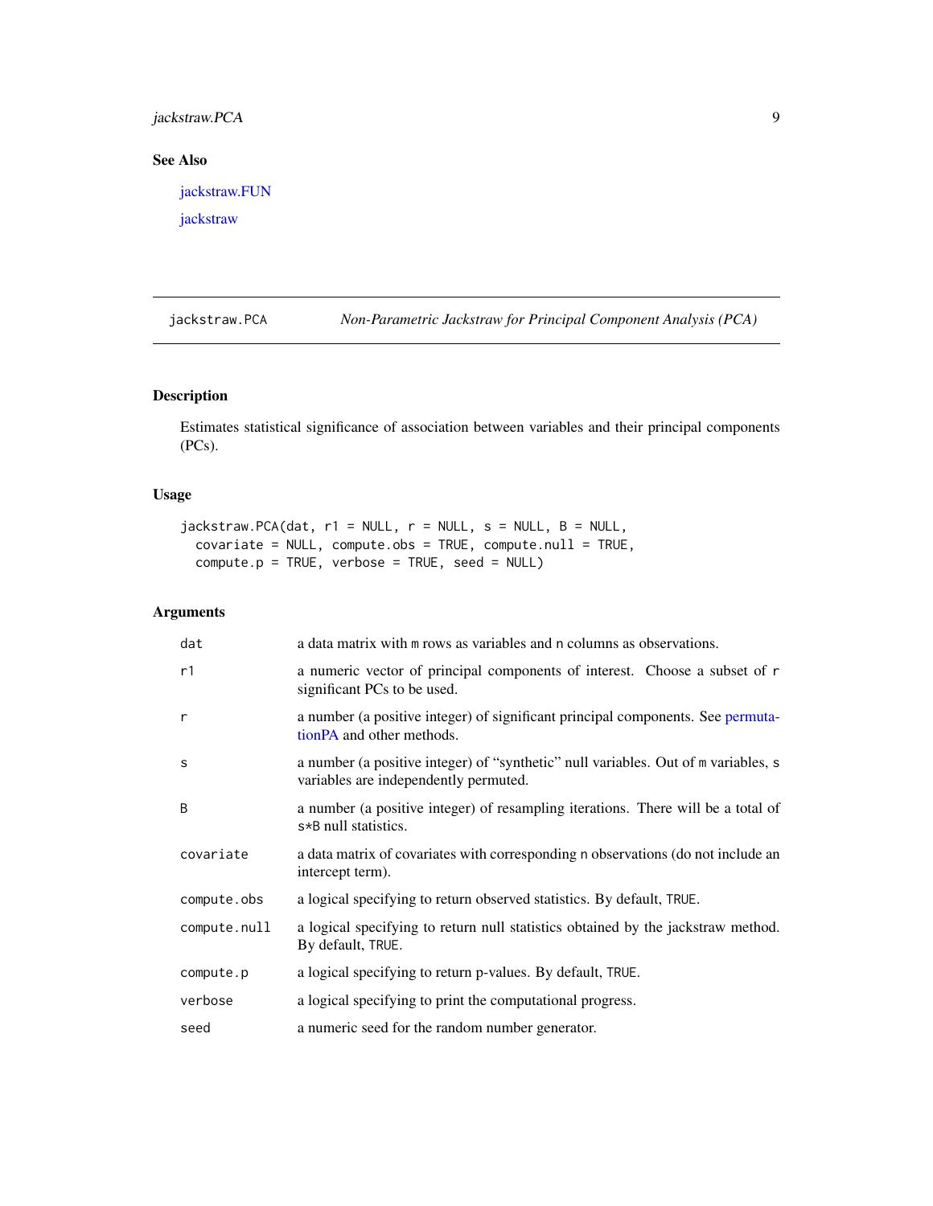## See Also

jackstraw.FUN

jackstraw

---

## jackstraw.PCA — *Non-Parametric Jackstraw for Principal Component Analysis (PCA)*

### Description

Estimates statistical significance of association between variables and their principal components (PCs).

### Usage

```
jackstraw.PCA(dat, r1 = NULL, r = NULL, s = NULL, B = NULL,
  covariate = NULL, compute.obs = TRUE, compute.null = TRUE,
  compute.p = TRUE, verbose = TRUE, seed = NULL)
```

### Arguments

| Argument | Description |
|---|---|
| `dat` | a data matrix with `m` rows as variables and `n` columns as observations. |
| `r1` | a numeric vector of principal components of interest. Choose a subset of `r` significant PCs to be used. |
| `r` | a number (a positive integer) of significant principal components. See permutationPA and other methods. |
| `s` | a number (a positive integer) of "synthetic" null variables. Out of `m` variables, `s` variables are independently permuted. |
| `B` | a number (a positive integer) of resampling iterations. There will be a total of `s*B` null statistics. |
| `covariate` | a data matrix of covariates with corresponding `n` observations (do not include an intercept term). |
| `compute.obs` | a logical specifying to return observed statistics. By default, `TRUE`. |
| `compute.null` | a logical specifying to return null statistics obtained by the jackstraw method. By default, `TRUE`. |
| `compute.p` | a logical specifying to return p-values. By default, `TRUE`. |
| `verbose` | a logical specifying to print the computational progress. |
| `seed` | a numeric seed for the random number generator. |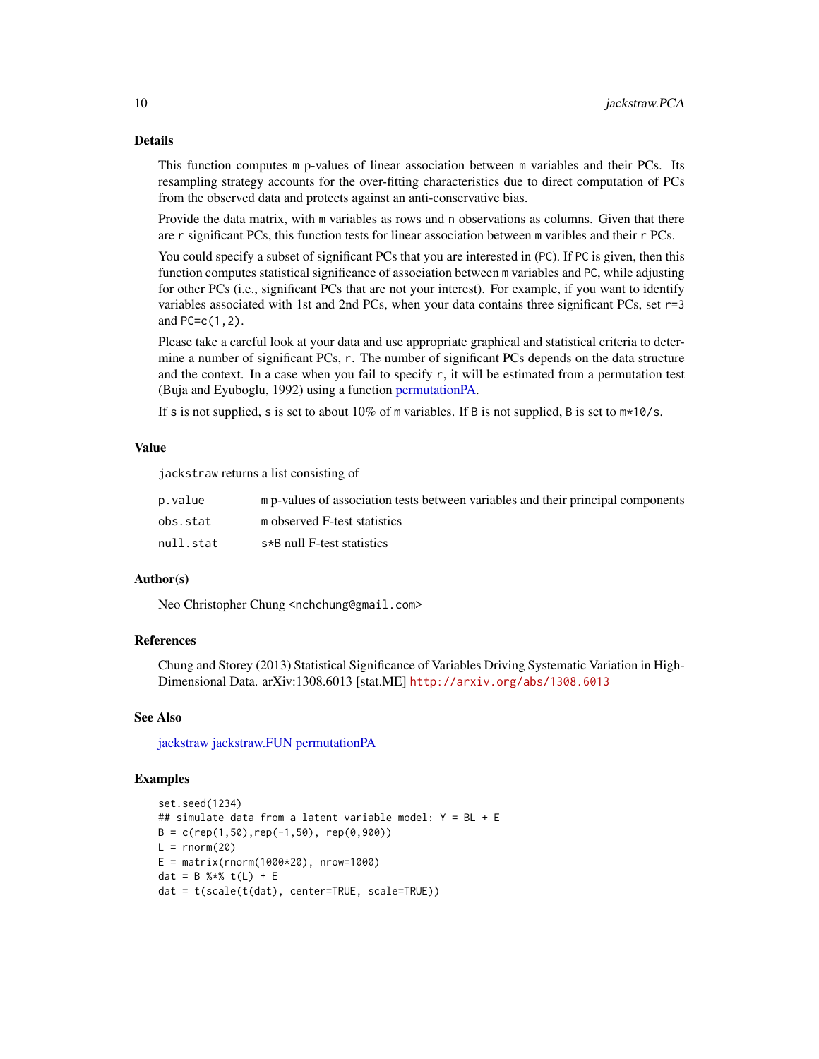## Details

This function computes `m` p-values of linear association between `m` variables and their PCs. Its resampling strategy accounts for the over-fitting characteristics due to direct computation of PCs from the observed data and protects against an anti-conservative bias.

Provide the data matrix, with `m` variables as rows and `n` observations as columns. Given that there are `r` significant PCs, this function tests for linear association between `m` varibles and their `r` PCs.

You could specify a subset of significant PCs that you are interested in (`PC`). If `PC` is given, then this function computes statistical significance of association between `m` variables and `PC`, while adjusting for other PCs (i.e., significant PCs that are not your interest). For example, if you want to identify variables associated with 1st and 2nd PCs, when your data contains three significant PCs, set `r=3` and `PC=c(1,2)`.

Please take a careful look at your data and use appropriate graphical and statistical criteria to determine a number of significant PCs, `r`. The number of significant PCs depends on the data structure and the context. In a case when you fail to specify `r`, it will be estimated from a permutation test (Buja and Eyuboglu, 1992) using a function permutationPA.

If `s` is not supplied, `s` is set to about 10% of `m` variables. If `B` is not supplied, `B` is set to `m*10/s`.

## Value

`jackstraw` returns a list consisting of

| | |
|---|---|
| `p.value` | `m` p-values of association tests between variables and their principal components |
| `obs.stat` | `m` observed F-test statistics |
| `null.stat` | `s*B` null F-test statistics |

## Author(s)

Neo Christopher Chung <nchchung@gmail.com>

## References

Chung and Storey (2013) Statistical Significance of Variables Driving Systematic Variation in High-Dimensional Data. arXiv:1308.6013 [stat.ME] http://arxiv.org/abs/1308.6013

## See Also

jackstraw jackstraw.FUN permutationPA

## Examples

```
set.seed(1234)
## simulate data from a latent variable model: Y = BL + E
B = c(rep(1,50),rep(-1,50), rep(0,900))
L = rnorm(20)
E = matrix(rnorm(1000*20), nrow=1000)
dat = B %*% t(L) + E
dat = t(scale(t(dat), center=TRUE, scale=TRUE))
```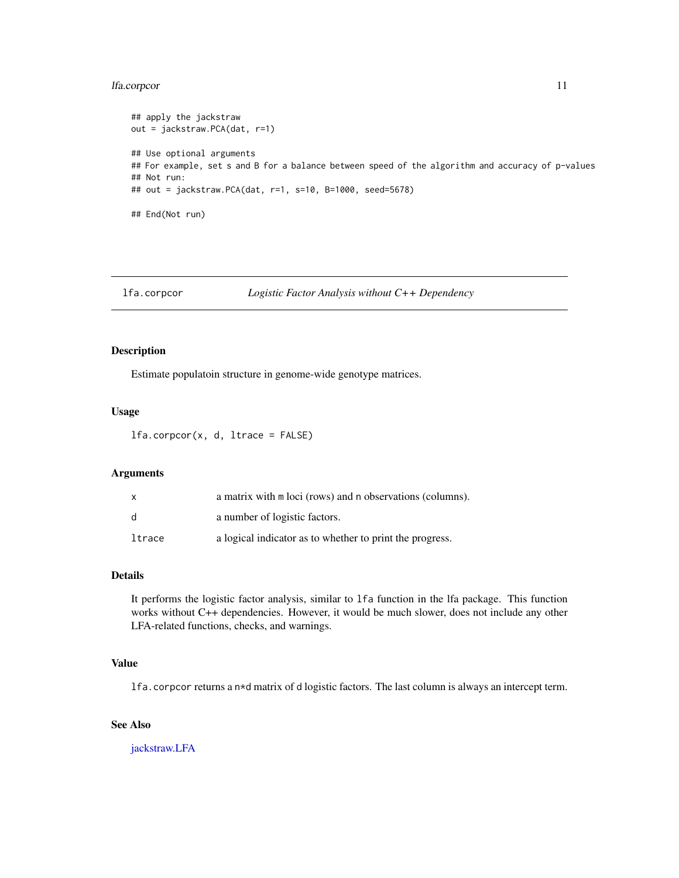```
## apply the jackstraw
out = jackstraw.PCA(dat, r=1)

## Use optional arguments
## For example, set s and B for a balance between speed of the algorithm and accuracy of p-values
## Not run:
## out = jackstraw.PCA(dat, r=1, s=10, B=1000, seed=5678)

## End(Not run)
```

## lfa.corpcor — *Logistic Factor Analysis without C++ Dependency*

### Description

Estimate populatoin structure in genome-wide genotype matrices.

### Usage

```
lfa.corpcor(x, d, ltrace = FALSE)
```

### Arguments

| | |
|---|---|
| x | a matrix with m loci (rows) and n observations (columns). |
| d | a number of logistic factors. |
| ltrace | a logical indicator as to whether to print the progress. |

### Details

It performs the logistic factor analysis, similar to `lfa` function in the lfa package. This function works without C++ dependencies. However, it would be much slower, does not include any other LFA-related functions, checks, and warnings.

### Value

`lfa.corpcor` returns a `n*d` matrix of `d` logistic factors. The last column is always an intercept term.

### See Also

jackstraw.LFA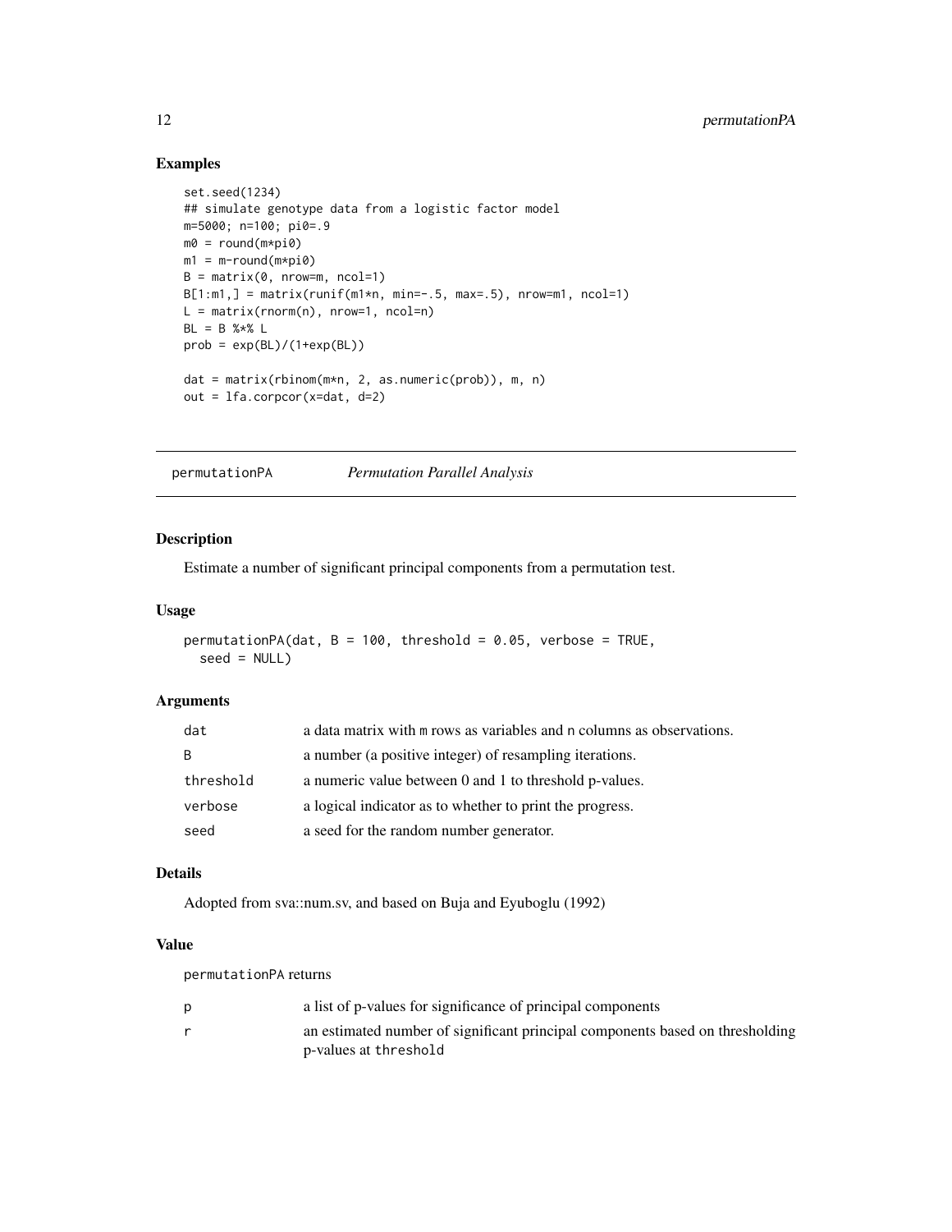## Examples

```
set.seed(1234)
## simulate genotype data from a logistic factor model
m=5000; n=100; pi0=.9
m0 = round(m*pi0)
m1 = m-round(m*pi0)
B = matrix(0, nrow=m, ncol=1)
B[1:m1,] = matrix(runif(m1*n, min=-.5, max=.5), nrow=m1, ncol=1)
L = matrix(rnorm(n), nrow=1, ncol=n)
BL = B %*% L
prob = exp(BL)/(1+exp(BL))

dat = matrix(rbinom(m*n, 2, as.numeric(prob)), m, n)
out = lfa.corpcor(x=dat, d=2)
```

---

# permutationPA *Permutation Parallel Analysis*

## Description

Estimate a number of significant principal components from a permutation test.

## Usage

```
permutationPA(dat, B = 100, threshold = 0.05, verbose = TRUE,
  seed = NULL)
```

## Arguments

| | |
|---|---|
| `dat` | a data matrix with `m` rows as variables and `n` columns as observations. |
| `B` | a number (a positive integer) of resampling iterations. |
| `threshold` | a numeric value between 0 and 1 to threshold p-values. |
| `verbose` | a logical indicator as to whether to print the progress. |
| `seed` | a seed for the random number generator. |

## Details

Adopted from sva::num.sv, and based on Buja and Eyuboglu (1992)

## Value

`permutationPA` returns

| | |
|---|---|
| `p` | a list of p-values for significance of principal components |
| `r` | an estimated number of significant principal components based on thresholding p-values at `threshold` |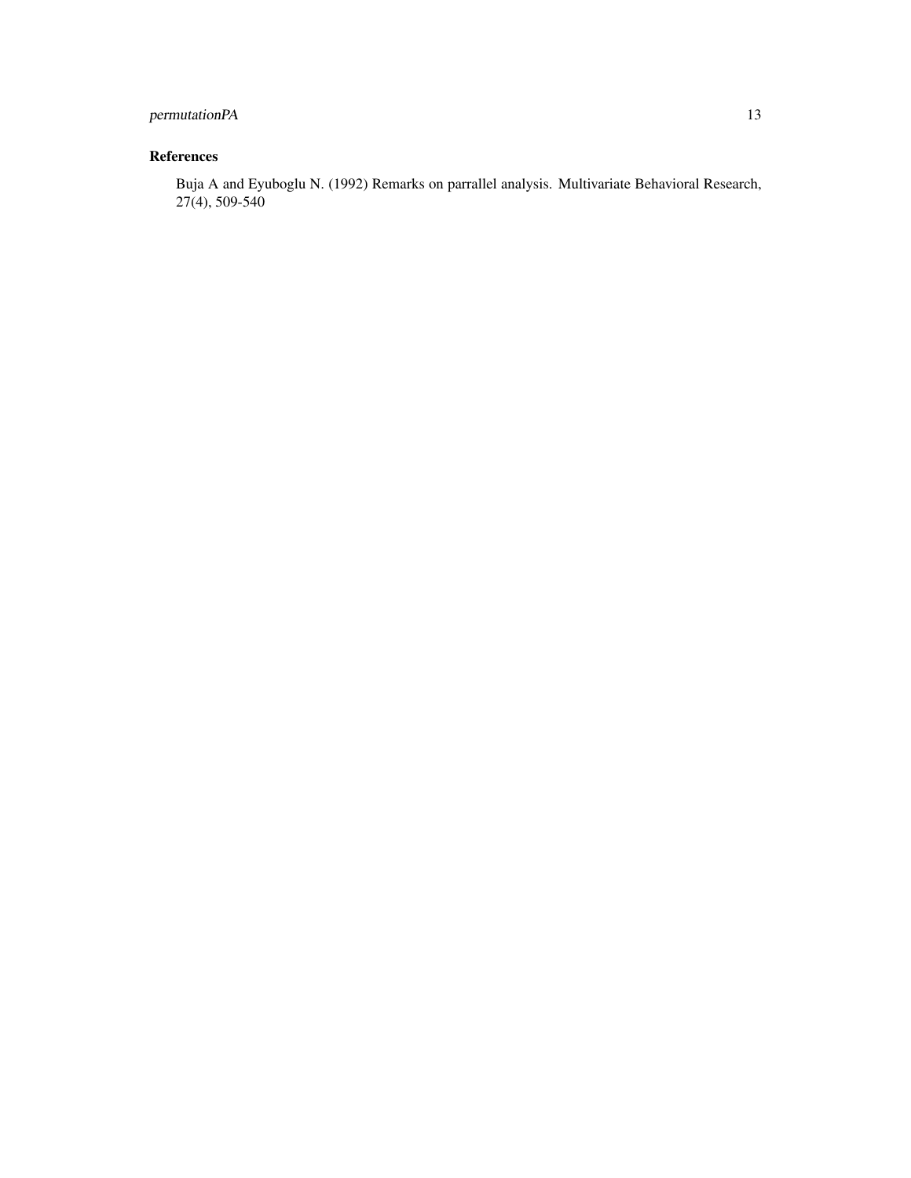## References

Buja A and Eyuboglu N. (1992) Remarks on parrallel analysis. Multivariate Behavioral Research, 27(4), 509-540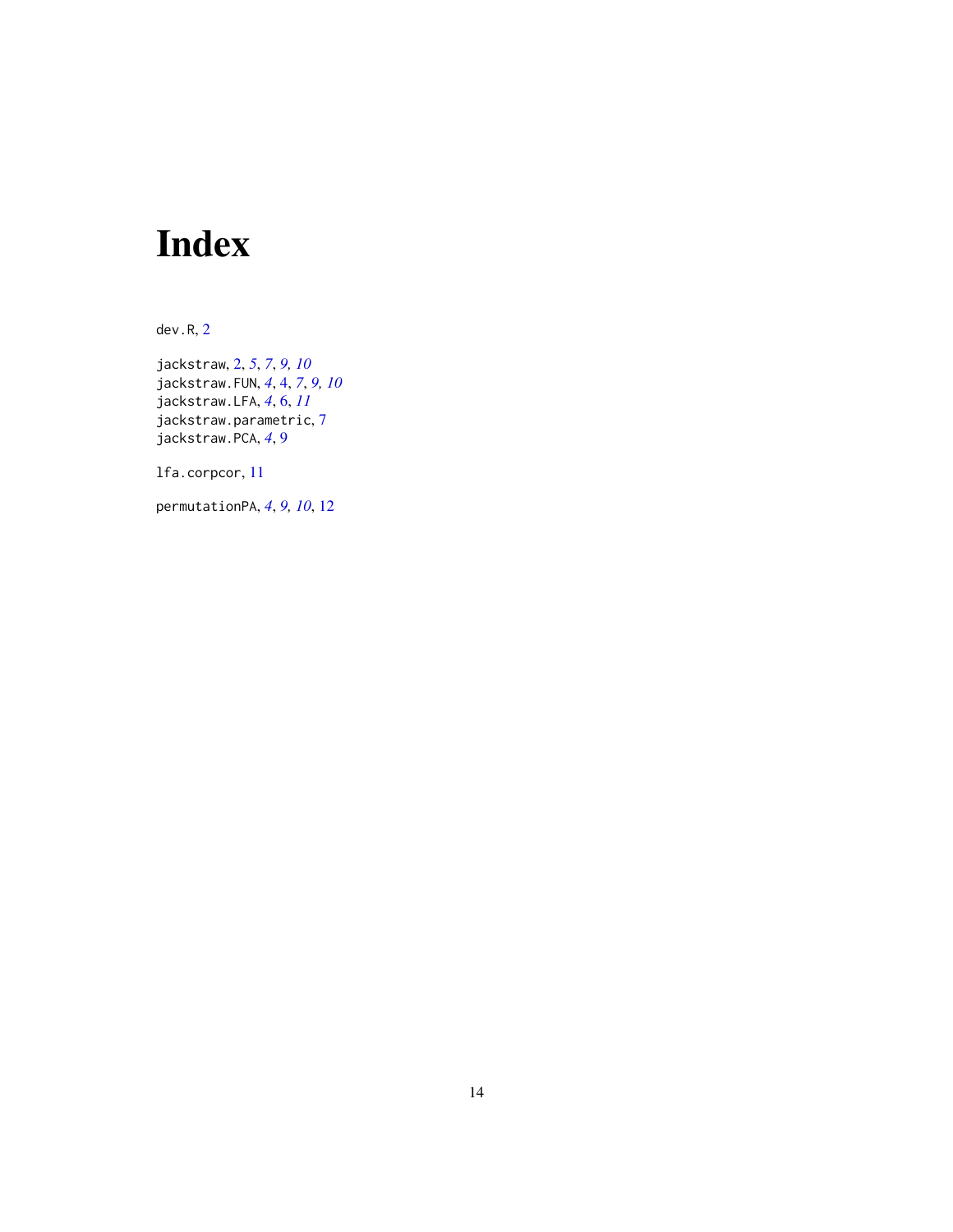# Index

dev.R, 2

jackstraw, 2, *5*, *7*, *9, 10*
jackstraw.FUN, *4*, 4, *7*, *9, 10*
jackstraw.LFA, *4*, 6, *11*
jackstraw.parametric, 7
jackstraw.PCA, *4*, 9

lfa.corpcor, 11

permutationPA, *4*, *9, 10*, 12